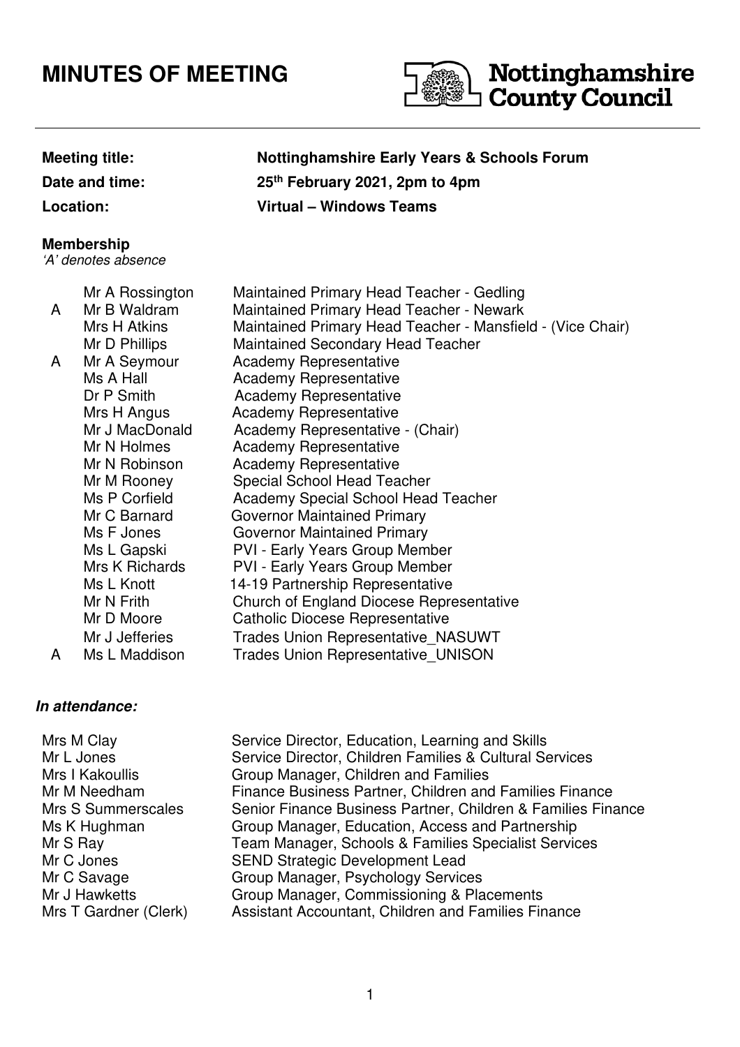# MINUTES OF MEETING

Nottinghamshire County Council

| | |
|---|---|
| **Meeting title:** | **Nottinghamshire Early Years & Schools Forum** |
| **Date and time:** | **25th February 2021, 2pm to 4pm** |
| **Location:** | **Virtual – Windows Teams** |

**Membership**
*'A' denotes absence*

| | | |
|---|---|---|
| | Mr A Rossington | Maintained Primary Head Teacher - Gedling |
| A | Mr B Waldram | Maintained Primary Head Teacher - Newark |
| | Mrs H Atkins | Maintained Primary Head Teacher - Mansfield - (Vice Chair) |
| | Mr D Phillips | Maintained Secondary Head Teacher |
| A | Mr A Seymour | Academy Representative |
| | Ms A Hall | Academy Representative |
| | Dr P Smith | Academy Representative |
| | Mrs H Angus | Academy Representative |
| | Mr J MacDonald | Academy Representative - (Chair) |
| | Mr N Holmes | Academy Representative |
| | Mr N Robinson | Academy Representative |
| | Mr M Rooney | Special School Head Teacher |
| | Ms P Corfield | Academy Special School Head Teacher |
| | Mr C Barnard | Governor Maintained Primary |
| | Ms F Jones | Governor Maintained Primary |
| | Ms L Gapski | PVI - Early Years Group Member |
| | Mrs K Richards | PVI - Early Years Group Member |
| | Ms L Knott | 14-19 Partnership Representative |
| | Mr N Frith | Church of England Diocese Representative |
| | Mr D Moore | Catholic Diocese Representative |
| | Mr J Jefferies | Trades Union Representative_NASUWT |
| A | Ms L Maddison | Trades Union Representative_UNISON |

***In attendance:***

| | |
|---|---|
| Mrs M Clay | Service Director, Education, Learning and Skills |
| Mr L Jones | Service Director, Children Families & Cultural Services |
| Mrs I Kakoullis | Group Manager, Children and Families |
| Mr M Needham | Finance Business Partner, Children and Families Finance |
| Mrs S Summerscales | Senior Finance Business Partner, Children & Families Finance |
| Ms K Hughman | Group Manager, Education, Access and Partnership |
| Mr S Ray | Team Manager, Schools & Families Specialist Services |
| Mr C Jones | SEND Strategic Development Lead |
| Mr C Savage | Group Manager, Psychology Services |
| Mr J Hawketts | Group Manager, Commissioning & Placements |
| Mrs T Gardner (Clerk) | Assistant Accountant, Children and Families Finance |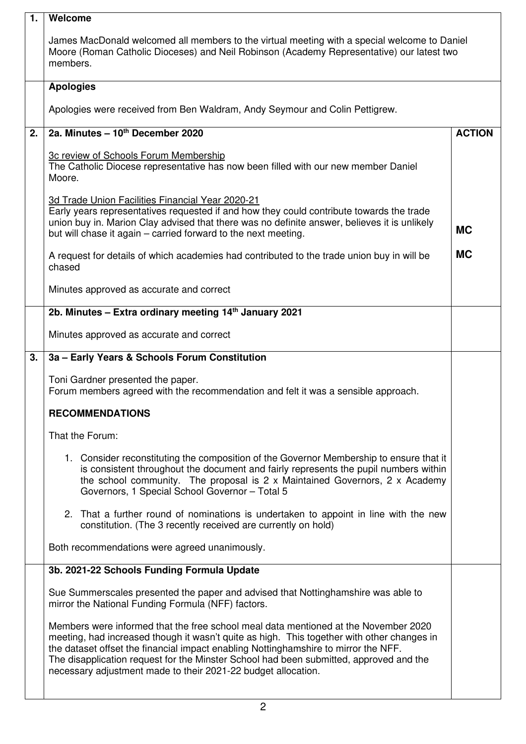| | | |
|---|---|---|
| **1.** | **Welcome**<br><br>James MacDonald welcomed all members to the virtual meeting with a special welcome to Daniel Moore (Roman Catholic Dioceses) and Neil Robinson (Academy Representative) our latest two members. | |
| | **Apologies**<br><br>Apologies were received from Ben Waldram, Andy Seymour and Colin Pettigrew. | |
| **2.** | **2a. Minutes – 10th December 2020**<br><br><u>3c review of Schools Forum Membership</u><br>The Catholic Diocese representative has now been filled with our new member Daniel Moore.<br><br><u>3d Trade Union Facilities Financial Year 2020-21</u><br>Early years representatives requested if and how they could contribute towards the trade union buy in. Marion Clay advised that there was no definite answer, believes it is unlikely but will chase it again – carried forward to the next meeting.<br><br>A request for details of which academies had contributed to the trade union buy in will be chased<br><br>Minutes approved as accurate and correct | **ACTION**<br><br><br><br><br><br><br><br>**MC**<br><br>**MC** |
| | **2b. Minutes – Extra ordinary meeting 14th January 2021**<br><br>Minutes approved as accurate and correct | |
| **3.** | **3a – Early Years & Schools Forum Constitution**<br><br>Toni Gardner presented the paper.<br>Forum members agreed with the recommendation and felt it was a sensible approach.<br><br>**RECOMMENDATIONS**<br><br>That the Forum:<br><br>1. Consider reconstituting the composition of the Governor Membership to ensure that it is consistent throughout the document and fairly represents the pupil numbers within the school community. The proposal is 2 x Maintained Governors, 2 x Academy Governors, 1 Special School Governor – Total 5<br><br>2. That a further round of nominations is undertaken to appoint in line with the new constitution. (The 3 recently received are currently on hold)<br><br>Both recommendations were agreed unanimously. | |
| | **3b. 2021-22 Schools Funding Formula Update**<br><br>Sue Summerscales presented the paper and advised that Nottinghamshire was able to mirror the National Funding Formula (NFF) factors.<br><br>Members were informed that the free school meal data mentioned at the November 2020 meeting, had increased though it wasn't quite as high. This together with other changes in the dataset offset the financial impact enabling Nottinghamshire to mirror the NFF.<br>The disapplication request for the Minster School had been submitted, approved and the necessary adjustment made to their 2021-22 budget allocation. | |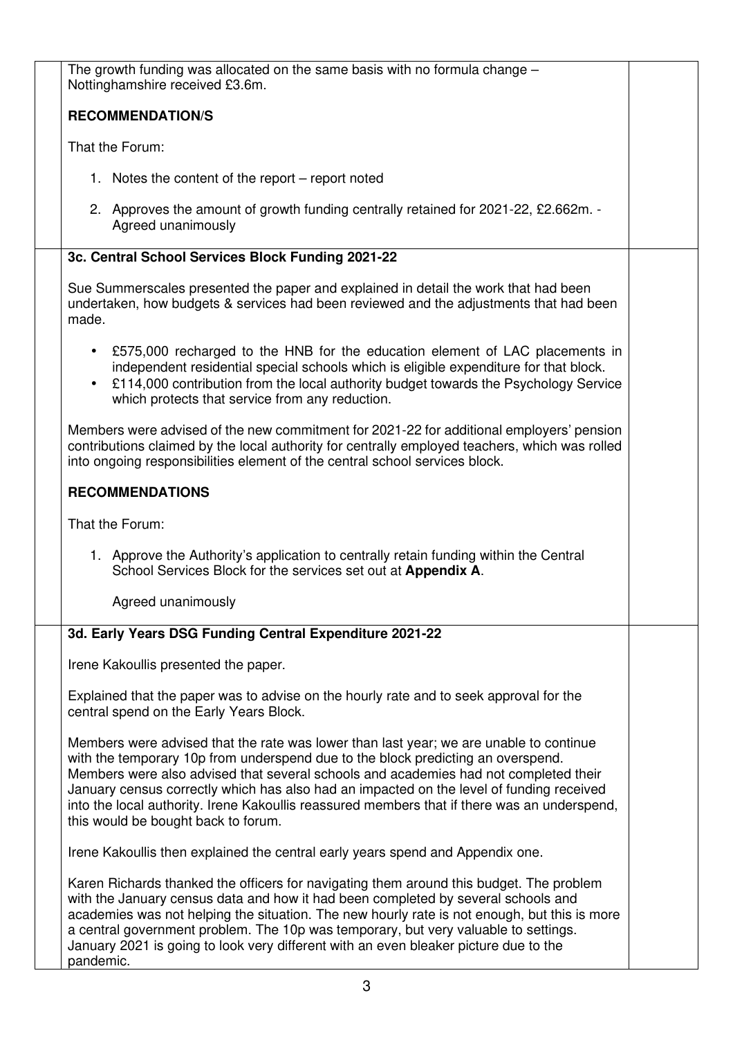The growth funding was allocated on the same basis with no formula change – Nottinghamshire received £3.6m.

**RECOMMENDATION/S**

That the Forum:

1. Notes the content of the report – report noted

2. Approves the amount of growth funding centrally retained for 2021-22, £2.662m. - Agreed unanimously

**3c. Central School Services Block Funding 2021-22**

Sue Summerscales presented the paper and explained in detail the work that had been undertaken, how budgets & services had been reviewed and the adjustments that had been made.

- £575,000 recharged to the HNB for the education element of LAC placements in independent residential special schools which is eligible expenditure for that block.
- £114,000 contribution from the local authority budget towards the Psychology Service which protects that service from any reduction.

Members were advised of the new commitment for 2021-22 for additional employers' pension contributions claimed by the local authority for centrally employed teachers, which was rolled into ongoing responsibilities element of the central school services block.

**RECOMMENDATIONS**

That the Forum:

1. Approve the Authority's application to centrally retain funding within the Central School Services Block for the services set out at **Appendix A**.

   Agreed unanimously

**3d. Early Years DSG Funding Central Expenditure 2021-22**

Irene Kakoullis presented the paper.

Explained that the paper was to advise on the hourly rate and to seek approval for the central spend on the Early Years Block.

Members were advised that the rate was lower than last year; we are unable to continue with the temporary 10p from underspend due to the block predicting an overspend. Members were also advised that several schools and academies had not completed their January census correctly which has also had an impacted on the level of funding received into the local authority. Irene Kakoullis reassured members that if there was an underspend, this would be bought back to forum.

Irene Kakoullis then explained the central early years spend and Appendix one.

Karen Richards thanked the officers for navigating them around this budget. The problem with the January census data and how it had been completed by several schools and academies was not helping the situation. The new hourly rate is not enough, but this is more a central government problem. The 10p was temporary, but very valuable to settings. January 2021 is going to look very different with an even bleaker picture due to the pandemic.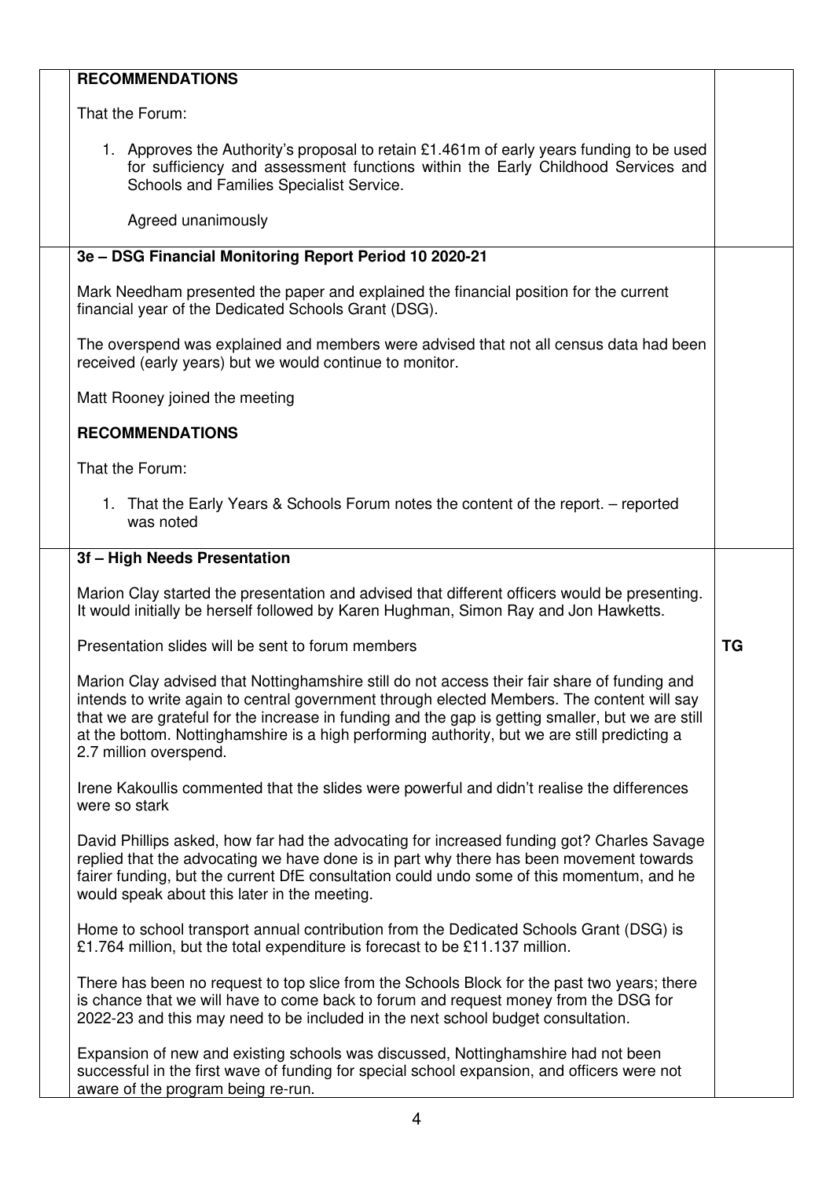**RECOMMENDATIONS**

That the Forum:

1. Approves the Authority's proposal to retain £1.461m of early years funding to be used for sufficiency and assessment functions within the Early Childhood Services and Schools and Families Specialist Service.

   Agreed unanimously

**3e – DSG Financial Monitoring Report Period 10 2020-21**

Mark Needham presented the paper and explained the financial position for the current financial year of the Dedicated Schools Grant (DSG).

The overspend was explained and members were advised that not all census data had been received (early years) but we would continue to monitor.

Matt Rooney joined the meeting

**RECOMMENDATIONS**

That the Forum:

1. That the Early Years & Schools Forum notes the content of the report. – reported was noted

**3f – High Needs Presentation**

Marion Clay started the presentation and advised that different officers would be presenting. It would initially be herself followed by Karen Hughman, Simon Ray and Jon Hawketts.

Presentation slides will be sent to forum members — **TG**

Marion Clay advised that Nottinghamshire still do not access their fair share of funding and intends to write again to central government through elected Members. The content will say that we are grateful for the increase in funding and the gap is getting smaller, but we are still at the bottom. Nottinghamshire is a high performing authority, but we are still predicting a 2.7 million overspend.

Irene Kakoullis commented that the slides were powerful and didn't realise the differences were so stark

David Phillips asked, how far had the advocating for increased funding got? Charles Savage replied that the advocating we have done is in part why there has been movement towards fairer funding, but the current DfE consultation could undo some of this momentum, and he would speak about this later in the meeting.

Home to school transport annual contribution from the Dedicated Schools Grant (DSG) is £1.764 million, but the total expenditure is forecast to be £11.137 million.

There has been no request to top slice from the Schools Block for the past two years; there is chance that we will have to come back to forum and request money from the DSG for 2022-23 and this may need to be included in the next school budget consultation.

Expansion of new and existing schools was discussed, Nottinghamshire had not been successful in the first wave of funding for special school expansion, and officers were not aware of the program being re-run.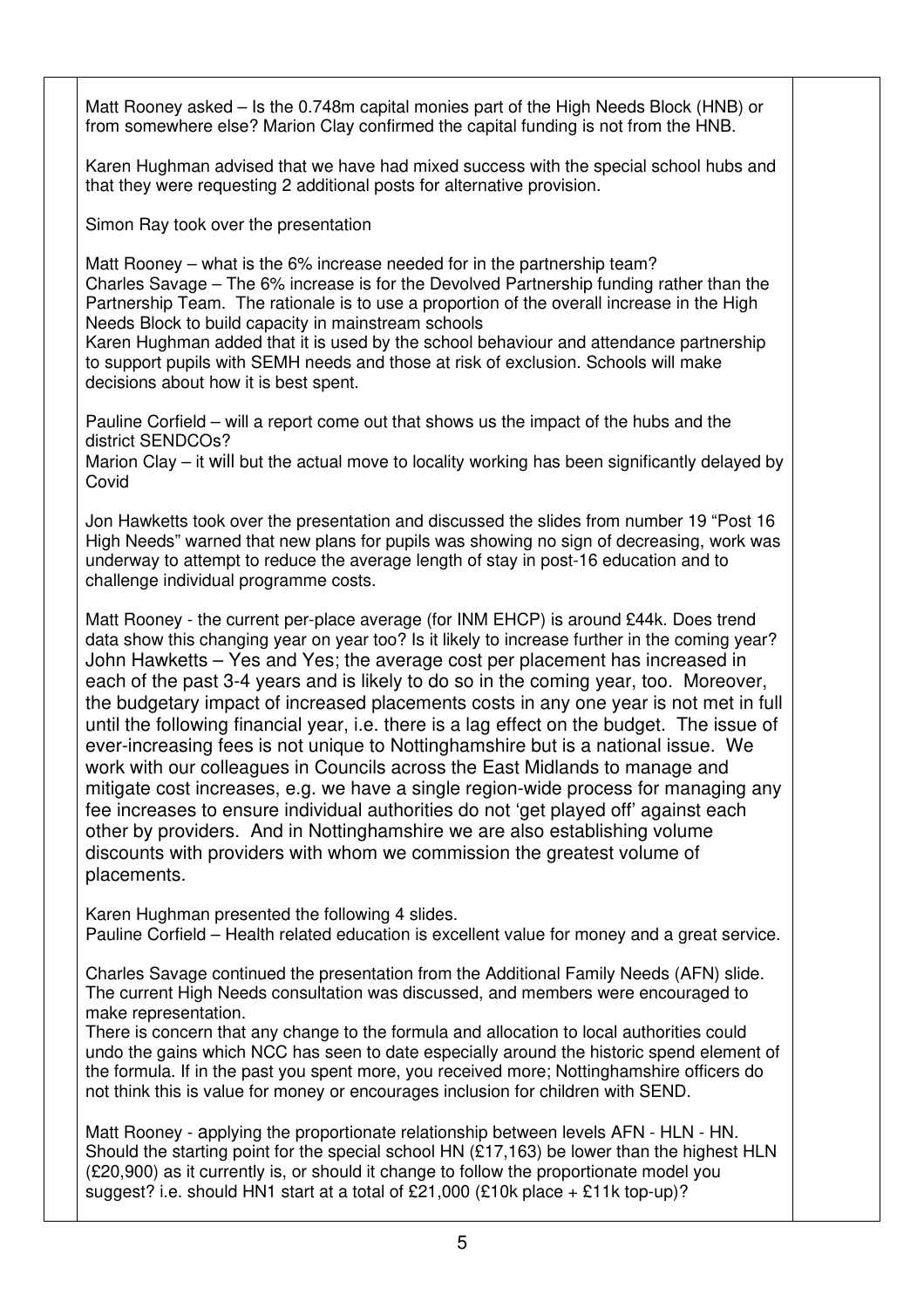Matt Rooney asked – Is the 0.748m capital monies part of the High Needs Block (HNB) or from somewhere else? Marion Clay confirmed the capital funding is not from the HNB.

Karen Hughman advised that we have had mixed success with the special school hubs and that they were requesting 2 additional posts for alternative provision.

Simon Ray took over the presentation

Matt Rooney – what is the 6% increase needed for in the partnership team?
Charles Savage – The 6% increase is for the Devolved Partnership funding rather than the Partnership Team. The rationale is to use a proportion of the overall increase in the High Needs Block to build capacity in mainstream schools
Karen Hughman added that it is used by the school behaviour and attendance partnership to support pupils with SEMH needs and those at risk of exclusion. Schools will make decisions about how it is best spent.

Pauline Corfield – will a report come out that shows us the impact of the hubs and the district SENDCOs?
Marion Clay – it will but the actual move to locality working has been significantly delayed by Covid

Jon Hawketts took over the presentation and discussed the slides from number 19 "Post 16 High Needs" warned that new plans for pupils was showing no sign of decreasing, work was underway to attempt to reduce the average length of stay in post-16 education and to challenge individual programme costs.

Matt Rooney - the current per-place average (for INM EHCP) is around £44k. Does trend data show this changing year on year too? Is it likely to increase further in the coming year?
John Hawketts – Yes and Yes; the average cost per placement has increased in each of the past 3-4 years and is likely to do so in the coming year, too. Moreover, the budgetary impact of increased placements costs in any one year is not met in full until the following financial year, i.e. there is a lag effect on the budget. The issue of ever-increasing fees is not unique to Nottinghamshire but is a national issue. We work with our colleagues in Councils across the East Midlands to manage and mitigate cost increases, e.g. we have a single region-wide process for managing any fee increases to ensure individual authorities do not 'get played off' against each other by providers. And in Nottinghamshire we are also establishing volume discounts with providers with whom we commission the greatest volume of placements.

Karen Hughman presented the following 4 slides.
Pauline Corfield – Health related education is excellent value for money and a great service.

Charles Savage continued the presentation from the Additional Family Needs (AFN) slide. The current High Needs consultation was discussed, and members were encouraged to make representation.
There is concern that any change to the formula and allocation to local authorities could undo the gains which NCC has seen to date especially around the historic spend element of the formula. If in the past you spent more, you received more; Nottinghamshire officers do not think this is value for money or encourages inclusion for children with SEND.

Matt Rooney - applying the proportionate relationship between levels AFN - HLN - HN. Should the starting point for the special school HN (£17,163) be lower than the highest HLN (£20,900) as it currently is, or should it change to follow the proportionate model you suggest? i.e. should HN1 start at a total of £21,000 (£10k place + £11k top-up)?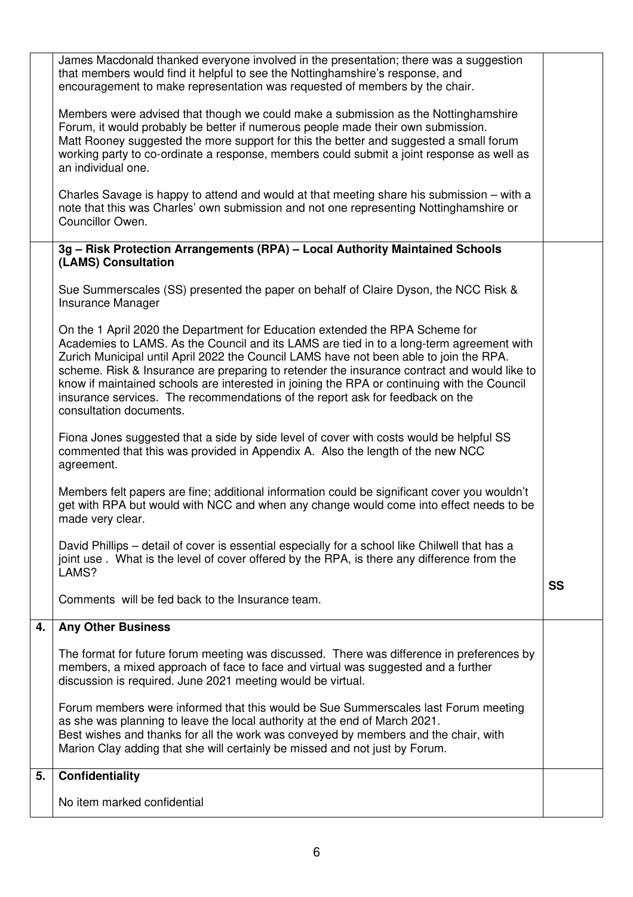| | | |
|---|---|---|
| | James Macdonald thanked everyone involved in the presentation; there was a suggestion that members would find it helpful to see the Nottinghamshire's response, and encouragement to make representation was requested of members by the chair.<br><br>Members were advised that though we could make a submission as the Nottinghamshire Forum, it would probably be better if numerous people made their own submission.<br>Matt Rooney suggested the more support for this the better and suggested a small forum working party to co-ordinate a response, members could submit a joint response as well as an individual one.<br><br>Charles Savage is happy to attend and would at that meeting share his submission – with a note that this was Charles' own submission and not one representing Nottinghamshire or Councillor Owen. | |
| | **3g – Risk Protection Arrangements (RPA) – Local Authority Maintained Schools (LAMS) Consultation**<br><br>Sue Summerscales (SS) presented the paper on behalf of Claire Dyson, the NCC Risk & Insurance Manager<br><br>On the 1 April 2020 the Department for Education extended the RPA Scheme for Academies to LAMS. As the Council and its LAMS are tied in to a long-term agreement with Zurich Municipal until April 2022 the Council LAMS have not been able to join the RPA. scheme. Risk & Insurance are preparing to retender the insurance contract and would like to know if maintained schools are interested in joining the RPA or continuing with the Council insurance services. The recommendations of the report ask for feedback on the consultation documents.<br><br>Fiona Jones suggested that a side by side level of cover with costs would be helpful SS commented that this was provided in Appendix A. Also the length of the new NCC agreement.<br><br>Members felt papers are fine; additional information could be significant cover you wouldn't get with RPA but would with NCC and when any change would come into effect needs to be made very clear.<br><br>David Phillips – detail of cover is essential especially for a school like Chilwell that has a joint use . What is the level of cover offered by the RPA, is there any difference from the LAMS?<br><br>Comments will be fed back to the Insurance team. | **SS** |
| **4.** | **Any Other Business**<br><br>The format for future forum meeting was discussed. There was difference in preferences by members, a mixed approach of face to face and virtual was suggested and a further discussion is required. June 2021 meeting would be virtual.<br><br>Forum members were informed that this would be Sue Summerscales last Forum meeting as she was planning to leave the local authority at the end of March 2021.<br>Best wishes and thanks for all the work was conveyed by members and the chair, with Marion Clay adding that she will certainly be missed and not just by Forum. | |
| **5.** | **Confidentiality**<br><br>No item marked confidential | |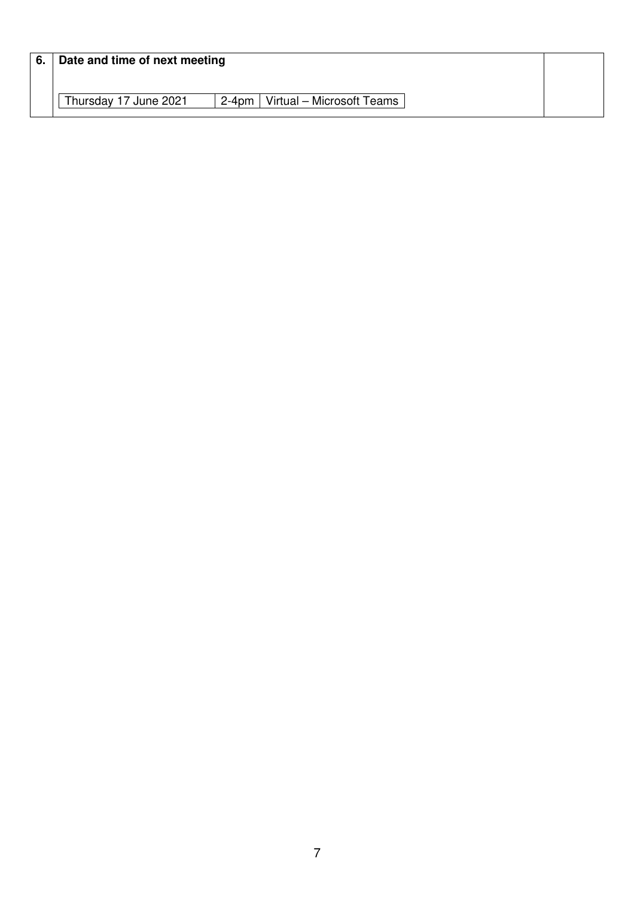| | | |
|---|---|---|
| **6.** | **Date and time of next meeting**<br><br>Thursday 17 June 2021 \| 2-4pm \| Virtual – Microsoft Teams | |